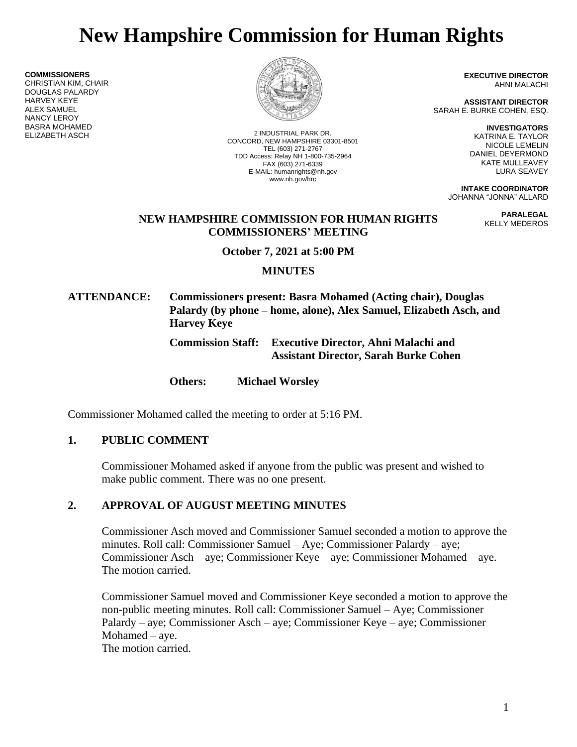# New Hampshire Commission for Human Rights

**COMMISSIONERS**
CHRISTIAN KIM, CHAIR
DOUGLAS PALARDY
HARVEY KEYE
ALEX SAMUEL
NANCY LEROY
BASRA MOHAMED
ELIZABETH ASCH

2 INDUSTRIAL PARK DR.
CONCORD, NEW HAMPSHIRE 03301-8501
TEL (603) 271-2767
TDD Access: Relay NH 1-800-735-2964
FAX (603) 271-6339
E-MAIL: humanrights@nh.gov
www.nh.gov/hrc

**EXECUTIVE DIRECTOR**
AHNI MALACHI

**ASSISTANT DIRECTOR**
SARAH E. BURKE COHEN, ESQ.

**INVESTIGATORS**
KATRINA E. TAYLOR
NICOLE LEMELIN
DANIEL DEYERMOND
KATE MULLEAVEY
LURA SEAVEY

**INTAKE COORDINATOR**
JOHANNA "JONNA" ALLARD

**PARALEGAL**
KELLY MEDEROS

## NEW HAMPSHIRE COMMISSION FOR HUMAN RIGHTS COMMISSIONERS' MEETING

**October 7, 2021 at 5:00 PM**

**MINUTES**

**ATTENDANCE:** **Commissioners present: Basra Mohamed (Acting chair), Douglas Palardy (by phone – home, alone), Alex Samuel, Elizabeth Asch, and Harvey Keye**

**Commission Staff: Executive Director, Ahni Malachi and Assistant Director, Sarah Burke Cohen**

**Others: Michael Worsley**

Commissioner Mohamed called the meeting to order at 5:16 PM.

### 1. PUBLIC COMMENT

Commissioner Mohamed asked if anyone from the public was present and wished to make public comment. There was no one present.

### 2. APPROVAL OF AUGUST MEETING MINUTES

Commissioner Asch moved and Commissioner Samuel seconded a motion to approve the minutes. Roll call: Commissioner Samuel – Aye; Commissioner Palardy – aye; Commissioner Asch – aye; Commissioner Keye – aye; Commissioner Mohamed – aye. The motion carried.

Commissioner Samuel moved and Commissioner Keye seconded a motion to approve the non-public meeting minutes. Roll call: Commissioner Samuel – Aye; Commissioner Palardy – aye; Commissioner Asch – aye; Commissioner Keye – aye; Commissioner Mohamed – aye.
The motion carried.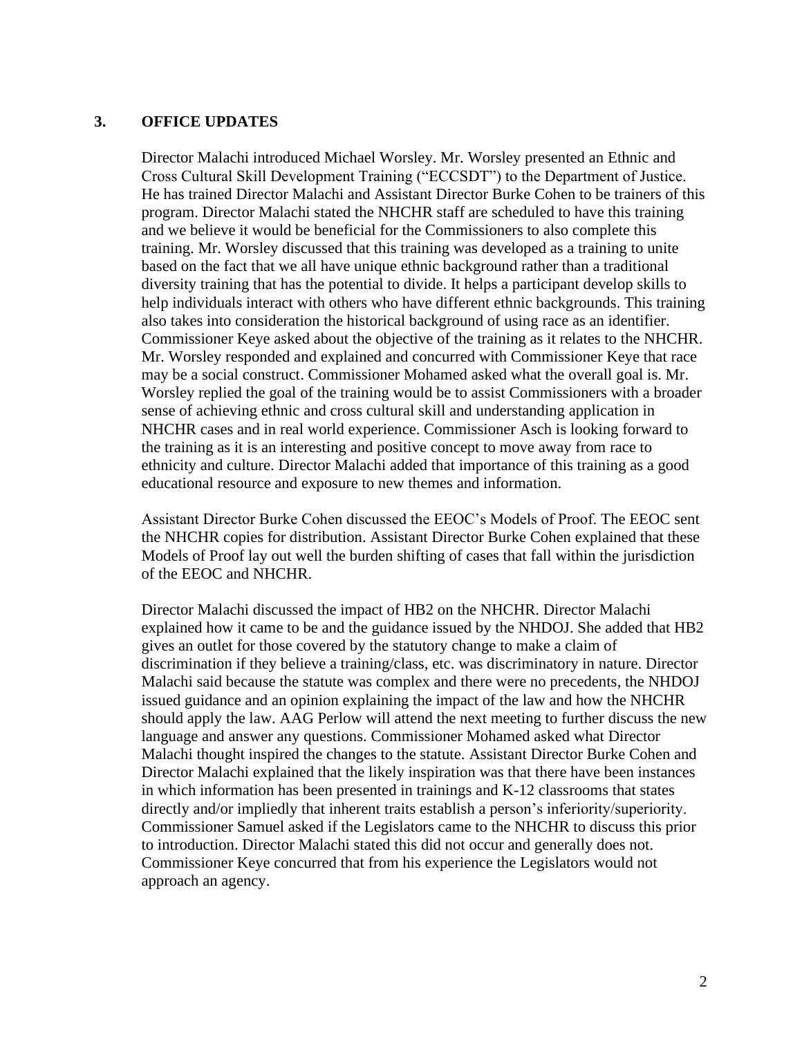## 3. OFFICE UPDATES

Director Malachi introduced Michael Worsley. Mr. Worsley presented an Ethnic and Cross Cultural Skill Development Training ("ECCSDT") to the Department of Justice. He has trained Director Malachi and Assistant Director Burke Cohen to be trainers of this program. Director Malachi stated the NHCHR staff are scheduled to have this training and we believe it would be beneficial for the Commissioners to also complete this training. Mr. Worsley discussed that this training was developed as a training to unite based on the fact that we all have unique ethnic background rather than a traditional diversity training that has the potential to divide. It helps a participant develop skills to help individuals interact with others who have different ethnic backgrounds. This training also takes into consideration the historical background of using race as an identifier. Commissioner Keye asked about the objective of the training as it relates to the NHCHR. Mr. Worsley responded and explained and concurred with Commissioner Keye that race may be a social construct. Commissioner Mohamed asked what the overall goal is. Mr. Worsley replied the goal of the training would be to assist Commissioners with a broader sense of achieving ethnic and cross cultural skill and understanding application in NHCHR cases and in real world experience. Commissioner Asch is looking forward to the training as it is an interesting and positive concept to move away from race to ethnicity and culture. Director Malachi added that importance of this training as a good educational resource and exposure to new themes and information.

Assistant Director Burke Cohen discussed the EEOC's Models of Proof. The EEOC sent the NHCHR copies for distribution. Assistant Director Burke Cohen explained that these Models of Proof lay out well the burden shifting of cases that fall within the jurisdiction of the EEOC and NHCHR.

Director Malachi discussed the impact of HB2 on the NHCHR. Director Malachi explained how it came to be and the guidance issued by the NHDOJ. She added that HB2 gives an outlet for those covered by the statutory change to make a claim of discrimination if they believe a training/class, etc. was discriminatory in nature. Director Malachi said because the statute was complex and there were no precedents, the NHDOJ issued guidance and an opinion explaining the impact of the law and how the NHCHR should apply the law. AAG Perlow will attend the next meeting to further discuss the new language and answer any questions. Commissioner Mohamed asked what Director Malachi thought inspired the changes to the statute. Assistant Director Burke Cohen and Director Malachi explained that the likely inspiration was that there have been instances in which information has been presented in trainings and K-12 classrooms that states directly and/or impliedly that inherent traits establish a person's inferiority/superiority. Commissioner Samuel asked if the Legislators came to the NHCHR to discuss this prior to introduction. Director Malachi stated this did not occur and generally does not. Commissioner Keye concurred that from his experience the Legislators would not approach an agency.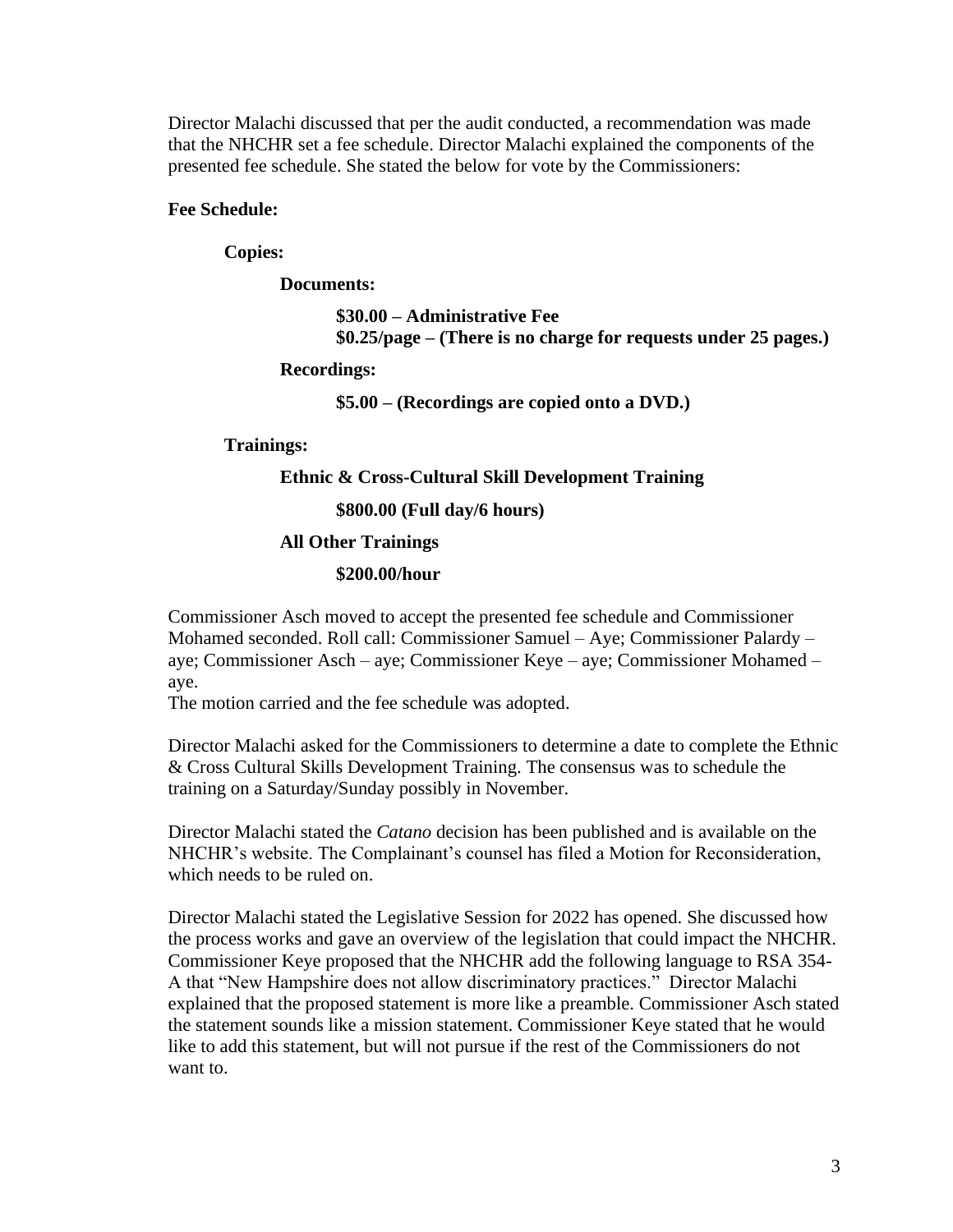Director Malachi discussed that per the audit conducted, a recommendation was made that the NHCHR set a fee schedule. Director Malachi explained the components of the presented fee schedule. She stated the below for vote by the Commissioners:

**Fee Schedule:**

**Copies:**

**Documents:**

**$30.00 – Administrative Fee**
**$0.25/page – (There is no charge for requests under 25 pages.)**

**Recordings:**

**$5.00 – (Recordings are copied onto a DVD.)**

**Trainings:**

**Ethnic & Cross-Cultural Skill Development Training**

**$800.00 (Full day/6 hours)**

**All Other Trainings**

**$200.00/hour**

Commissioner Asch moved to accept the presented fee schedule and Commissioner Mohamed seconded. Roll call: Commissioner Samuel – Aye; Commissioner Palardy – aye; Commissioner Asch – aye; Commissioner Keye – aye; Commissioner Mohamed – aye.
The motion carried and the fee schedule was adopted.

Director Malachi asked for the Commissioners to determine a date to complete the Ethnic & Cross Cultural Skills Development Training. The consensus was to schedule the training on a Saturday/Sunday possibly in November.

Director Malachi stated the *Catano* decision has been published and is available on the NHCHR's website. The Complainant's counsel has filed a Motion for Reconsideration, which needs to be ruled on.

Director Malachi stated the Legislative Session for 2022 has opened. She discussed how the process works and gave an overview of the legislation that could impact the NHCHR. Commissioner Keye proposed that the NHCHR add the following language to RSA 354-A that "New Hampshire does not allow discriminatory practices." Director Malachi explained that the proposed statement is more like a preamble. Commissioner Asch stated the statement sounds like a mission statement. Commissioner Keye stated that he would like to add this statement, but will not pursue if the rest of the Commissioners do not want to.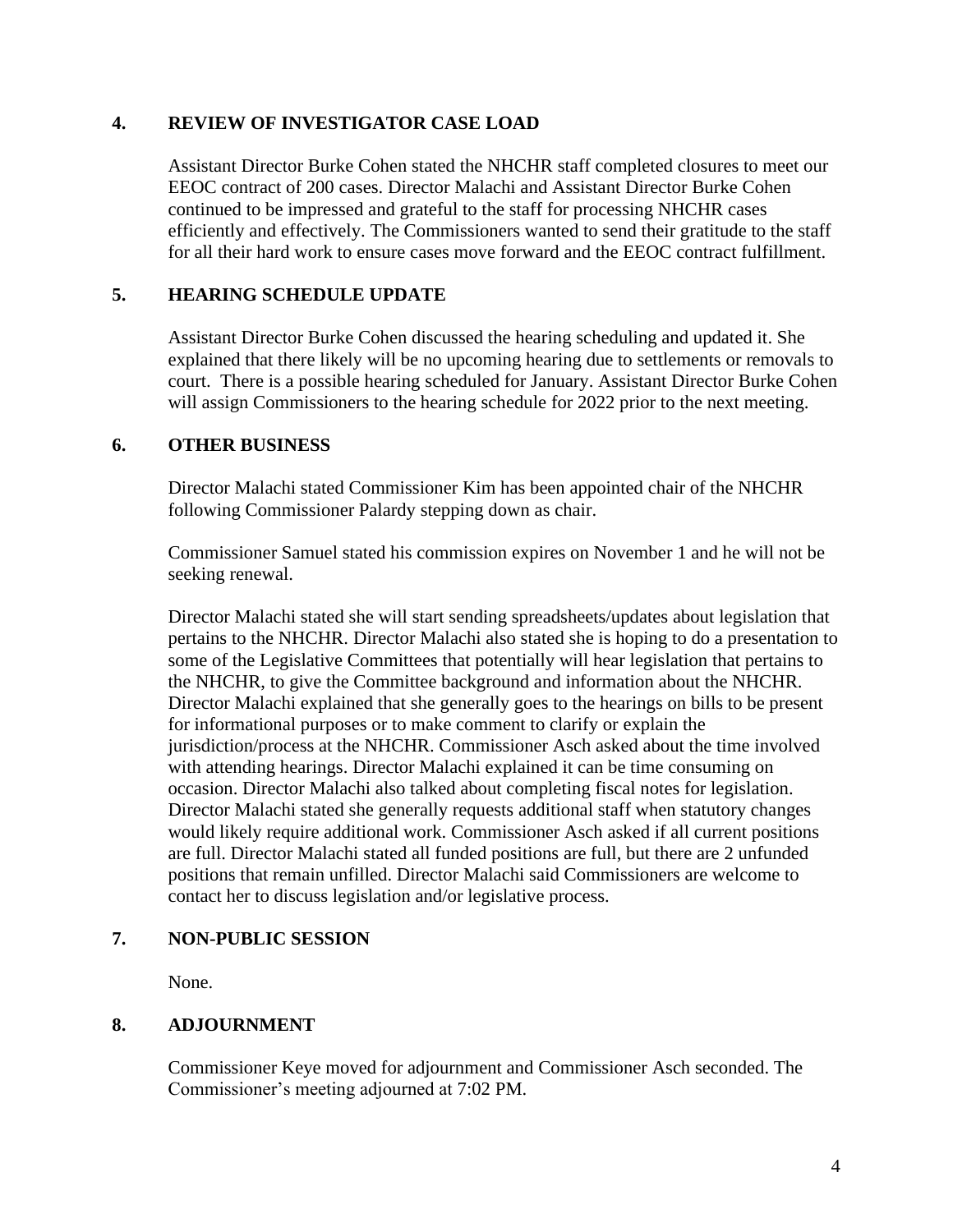## 4. REVIEW OF INVESTIGATOR CASE LOAD

Assistant Director Burke Cohen stated the NHCHR staff completed closures to meet our EEOC contract of 200 cases. Director Malachi and Assistant Director Burke Cohen continued to be impressed and grateful to the staff for processing NHCHR cases efficiently and effectively. The Commissioners wanted to send their gratitude to the staff for all their hard work to ensure cases move forward and the EEOC contract fulfillment.

## 5. HEARING SCHEDULE UPDATE

Assistant Director Burke Cohen discussed the hearing scheduling and updated it. She explained that there likely will be no upcoming hearing due to settlements or removals to court. There is a possible hearing scheduled for January. Assistant Director Burke Cohen will assign Commissioners to the hearing schedule for 2022 prior to the next meeting.

## 6. OTHER BUSINESS

Director Malachi stated Commissioner Kim has been appointed chair of the NHCHR following Commissioner Palardy stepping down as chair.

Commissioner Samuel stated his commission expires on November 1 and he will not be seeking renewal.

Director Malachi stated she will start sending spreadsheets/updates about legislation that pertains to the NHCHR. Director Malachi also stated she is hoping to do a presentation to some of the Legislative Committees that potentially will hear legislation that pertains to the NHCHR, to give the Committee background and information about the NHCHR. Director Malachi explained that she generally goes to the hearings on bills to be present for informational purposes or to make comment to clarify or explain the jurisdiction/process at the NHCHR. Commissioner Asch asked about the time involved with attending hearings. Director Malachi explained it can be time consuming on occasion. Director Malachi also talked about completing fiscal notes for legislation. Director Malachi stated she generally requests additional staff when statutory changes would likely require additional work. Commissioner Asch asked if all current positions are full. Director Malachi stated all funded positions are full, but there are 2 unfunded positions that remain unfilled. Director Malachi said Commissioners are welcome to contact her to discuss legislation and/or legislative process.

## 7. NON-PUBLIC SESSION

None.

## 8. ADJOURNMENT

Commissioner Keye moved for adjournment and Commissioner Asch seconded. The Commissioner's meeting adjourned at 7:02 PM.